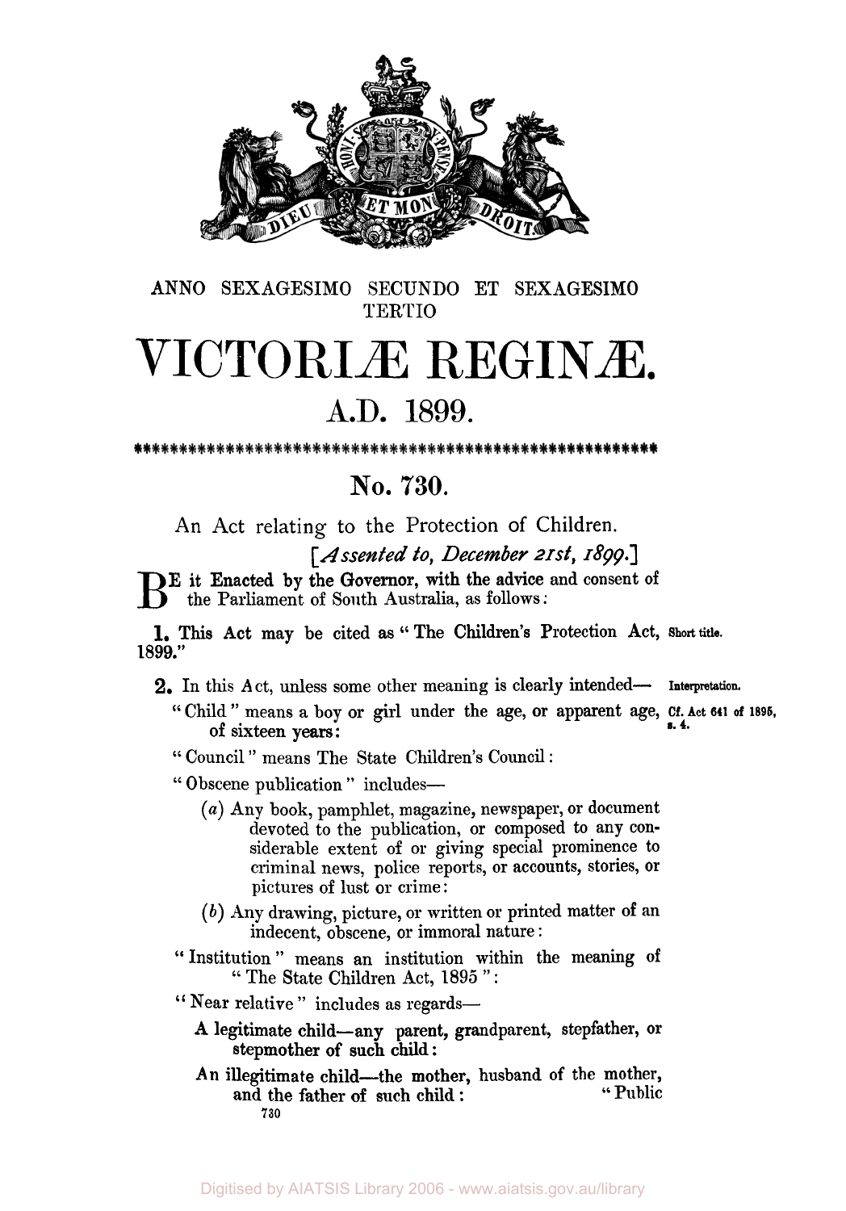ANNO SEXAGESIMO SECUNDO ET SEXAGESIMO TERTIO

# VICTORIÆ REGINÆ.

## A.D. 1899.

\*\*\*\*\*\*\*\*\*\*\*\*\*\*\*\*\*\*\*\*\*\*\*\*\*\*\*\*\*\*\*\*\*\*\*\*\*\*\*\*\*\*\*\*\*\*\*\*\*\*\*\*\*\*\*\*\*\*

## No. 730.

An Act relating to the Protection of Children.

*[Assented to, December 21st, 1899.]*

BE it Enacted by the Governor, with the advice and consent of the Parliament of South Australia, as follows:

**Short title.**

**1.** This Act may be cited as "The Children's Protection Act, 1899."

**Interpretation.**

**2.** In this Act, unless some other meaning is clearly intended—

"Child" means a boy or girl under the age, or apparent age, of sixteen years: *Cf. Act 641 of 1895, s. 4.*

"Council" means The State Children's Council:

"Obscene publication" includes—

(*a*) Any book, pamphlet, magazine, newspaper, or document devoted to the publication, or composed to any considerable extent of or giving special prominence to criminal news, police reports, or accounts, stories, or pictures of lust or crime:

(*b*) Any drawing, picture, or written or printed matter of an indecent, obscene, or immoral nature:

"Institution" means an institution within the meaning of "The State Children Act, 1895":

"Near relative" includes as regards—

A legitimate child—any parent, grandparent, stepfather, or stepmother of such child:

An illegitimate child—the mother, husband of the mother, and the father of such child: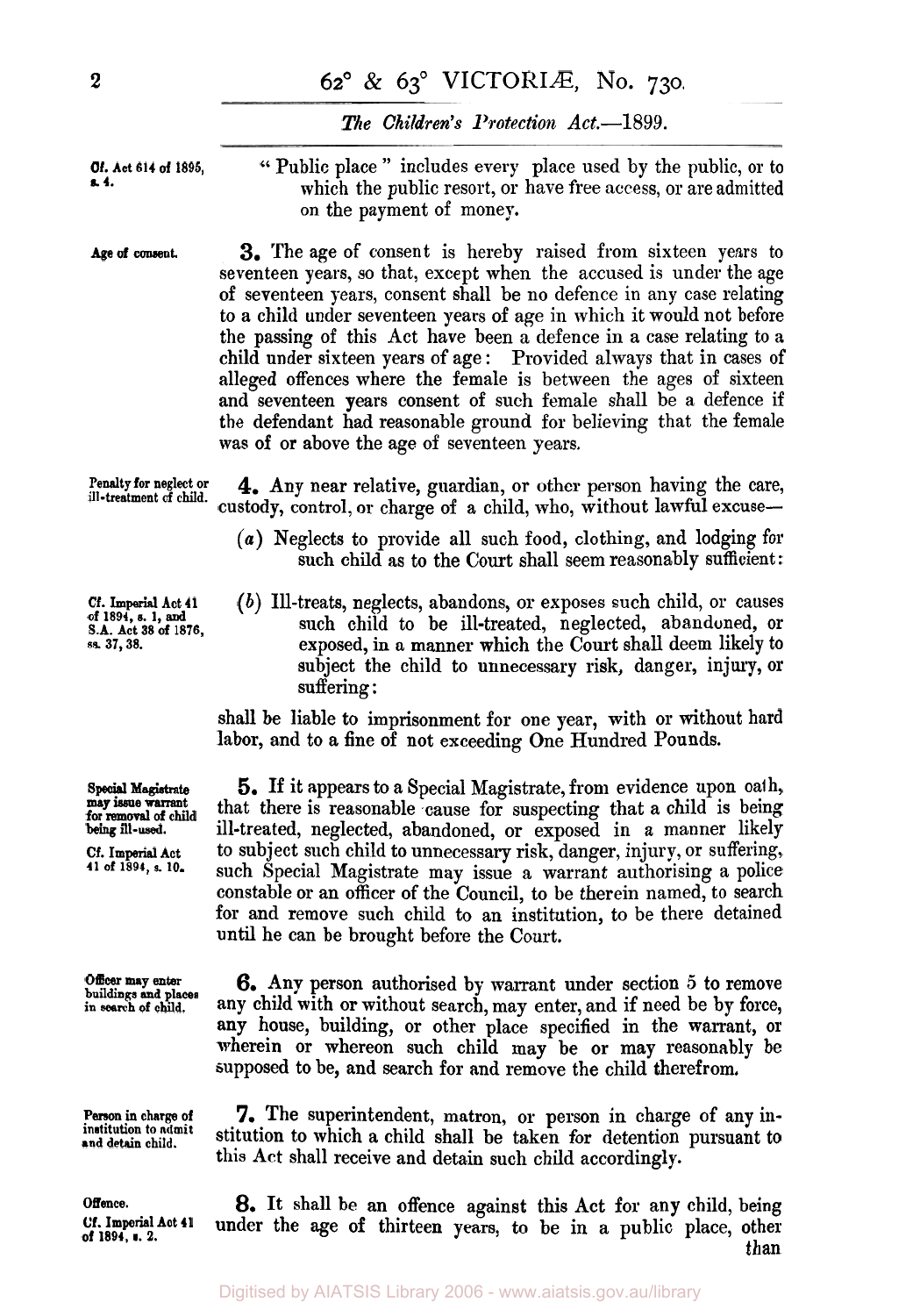"Public place" includes every place used by the public, or to which the public resort, or have free access, or are admitted on the payment of money.

*Cf. Act 614 of 1895, s. 4.*

**Age of consent.**

**3.** The age of consent is hereby raised from sixteen years to seventeen years, so that, except when the accused is under the age of seventeen years, consent shall be no defence in any case relating to a child under seventeen years of age in which it would not before the passing of this Act have been a defence in a case relating to a child under sixteen years of age: Provided always that in cases of alleged offences where the female is between the ages of sixteen and seventeen years consent of such female shall be a defence if the defendant had reasonable ground for believing that the female was of or above the age of seventeen years.

**Penalty for neglect or ill-treatment of child.**

**4.** Any near relative, guardian, or other person having the care, custody, control, or charge of a child, who, without lawful excuse—

(*a*) Neglects to provide all such food, clothing, and lodging for such child as to the Court shall seem reasonably sufficient:

*Cf. Imperial Act 41 of 1894, s. 1, and S.A. Act 38 of 1876, ss. 37, 38.*

(*b*) Ill-treats, neglects, abandons, or exposes such child, or causes such child to be ill-treated, neglected, abandoned, or exposed, in a manner which the Court shall deem likely to subject the child to unnecessary risk, danger, injury, or suffering:

shall be liable to imprisonment for one year, with or without hard labor, and to a fine of not exceeding One Hundred Pounds.

**Special Magistrate may issue warrant for removal of child being ill-used.**

*Cf. Imperial Act 41 of 1894, s. 10.*

**5.** If it appears to a Special Magistrate, from evidence upon oath, that there is reasonable cause for suspecting that a child is being ill-treated, neglected, abandoned, or exposed in a manner likely to subject such child to unnecessary risk, danger, injury, or suffering, such Special Magistrate may issue a warrant authorising a police constable or an officer of the Council, to be therein named, to search for and remove such child to an institution, to be there detained until he can be brought before the Court.

**Officer may enter buildings and places in search of child.**

**6.** Any person authorised by warrant under section 5 to remove any child with or without search, may enter, and if need be by force, any house, building, or other place specified in the warrant, or wherein or whereon such child may be or may reasonably be supposed to be, and search for and remove the child therefrom.

**Person in charge of institution to admit and detain child.**

**7.** The superintendent, matron, or person in charge of any institution to which a child shall be taken for detention pursuant to this Act shall receive and detain such child accordingly.

**Offence.**

*Cf. Imperial Act 41 of 1894, s. 2.*

**8.** It shall be an offence against this Act for any child, being under the age of thirteen years, to be in a public place, other than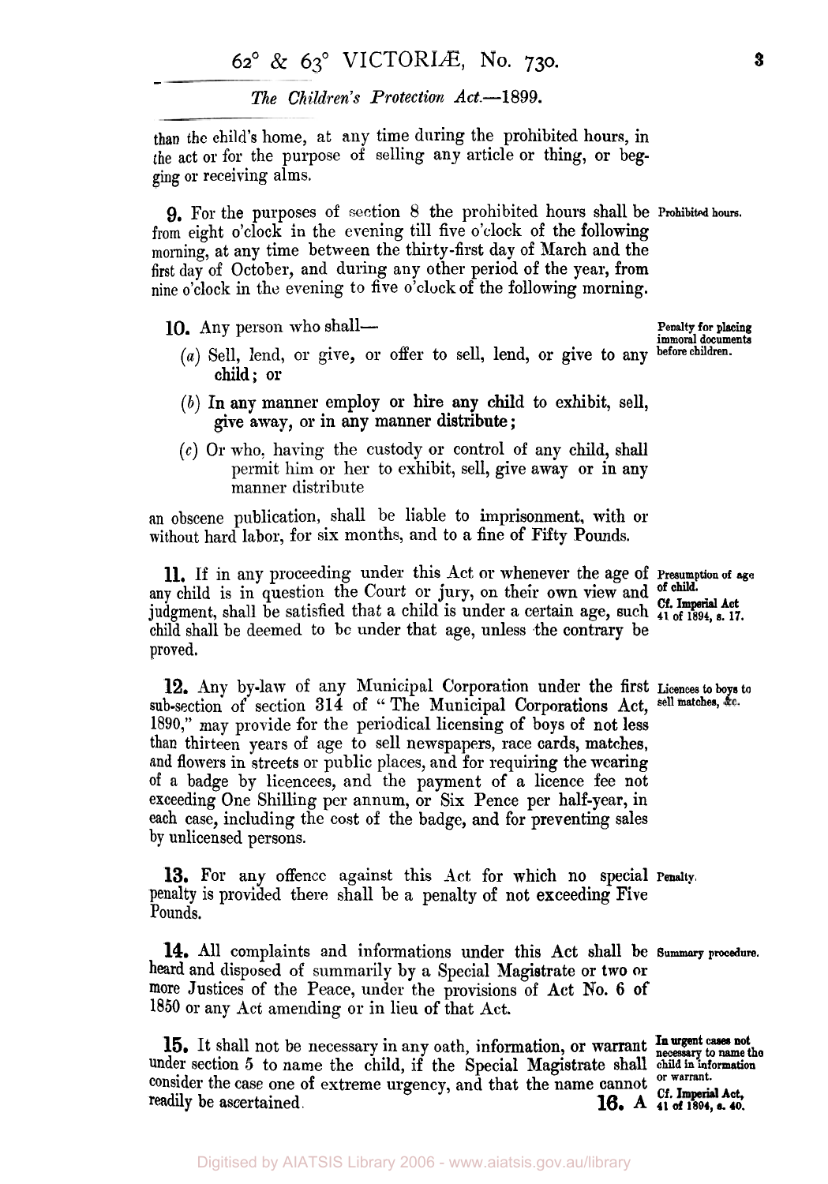than the child's home, at any time during the prohibited hours, in the act or for the purpose of selling any article or thing, or begging or receiving alms.

**9.** For the purposes of section 8 the prohibited hours shall be from eight o'clock in the evening till five o'clock of the following morning, at any time between the thirty-first day of March and the first day of October, and during any other period of the year, from nine o'clock in the evening to five o'clock of the following morning.

*Prohibited hours.*

**10.** Any person who shall—

*Penalty for placing immoral documents before children.*

(*a*) Sell, lend, or give, or offer to sell, lend, or give to any child; or

(*b*) In any manner employ or hire any child to exhibit, sell, give away, or in any manner distribute;

(*c*) Or who, having the custody or control of any child, shall permit him or her to exhibit, sell, give away or in any manner distribute

an obscene publication, shall be liable to imprisonment, with or without hard labor, for six months, and to a fine of Fifty Pounds.

**11.** If in any proceeding under this Act or whenever the age of any child is in question the Court or jury, on their own view and judgment, shall be satisfied that a child is under a certain age, such child shall be deemed to be under that age, unless the contrary be proved.

*Presumption of age of child.*
*Cf. Imperial Act 41 of 1894, s. 17.*

**12.** Any by-law of any Municipal Corporation under the first sub-section of section 314 of "The Municipal Corporations Act, 1890," may provide for the periodical licensing of boys of not less than thirteen years of age to sell newspapers, race cards, matches, and flowers in streets or public places, and for requiring the wearing of a badge by licencees, and the payment of a licence fee not exceeding One Shilling per annum, or Six Pence per half-year, in each case, including the cost of the badge, and for preventing sales by unlicensed persons.

*Licences to boys to sell matches, &c.*

**13.** For any offence against this Act for which no special penalty is provided there shall be a penalty of not exceeding Five Pounds.

*Penalty.*

**14.** All complaints and informations under this Act shall be heard and disposed of summarily by a Special Magistrate or two or more Justices of the Peace, under the provisions of Act No. 6 of 1850 or any Act amending or in lieu of that Act.

*Summary procedure.*

**15.** It shall not be necessary in any oath, information, or warrant under section 5 to name the child, if the Special Magistrate shall consider the case one of extreme urgency, and that the name cannot readily be ascertained.

*In urgent cases not necessary to name the child in information or warrant.*
*Cf. Imperial Act, 41 of 1894, s. 40.*

**16.** A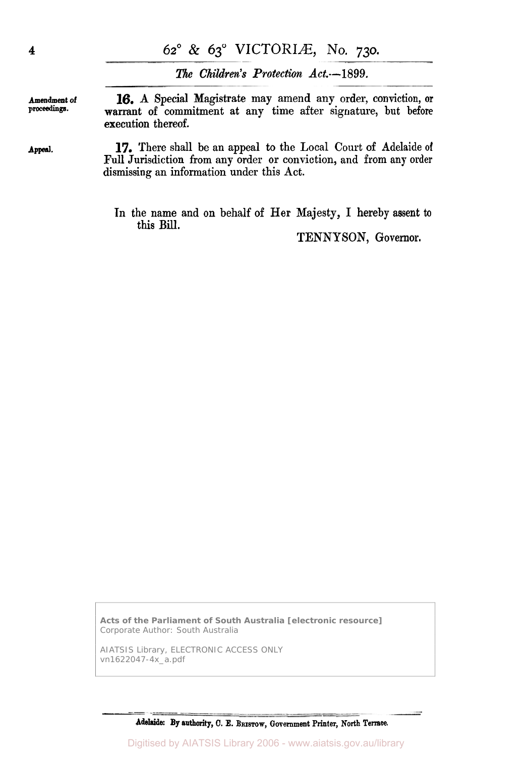**Amendment of proceedings.**

**16.** A Special Magistrate may amend any order, conviction, or warrant of commitment at any time after signature, but before execution thereof.

**Appeal.**

**17.** There shall be an appeal to the Local Court of Adelaide of Full Jurisdiction from any order or conviction, and from any order dismissing an information under this Act.

In the name and on behalf of Her Majesty, I hereby assent to this Bill.

TENNYSON, Governor.

Acts of the Parliament of South Australia [electronic resource]
Corporate Author: South Australia

AIATSIS Library, ELECTRONIC ACCESS ONLY
vn1622047-4x_a.pdf

Adelaide: By authority, C. E. Bristow, Government Printer, North Terrace.

Digitised by AIATSIS Library 2006 - www.aiatsis.gov.au/library